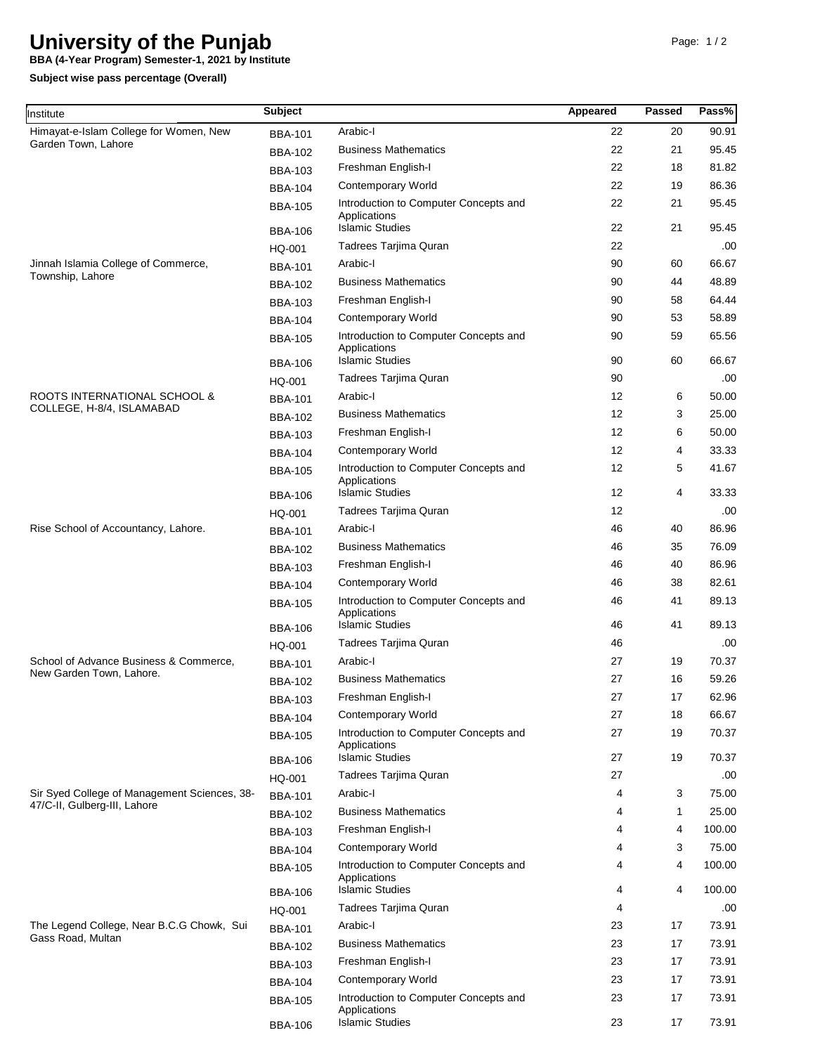# University of the Punjab

**BBA (4-Year Program) Semester-1, 2021 by Institute**

**Subject wise pass percentage (Overall)**

| Institute | Subject | | Appeared | Passed | Pass% |
|---|---|---|---|---|---|
| Himayat-e-Islam College for Women, New Garden Town, Lahore | BBA-101 | Arabic-I | 22 | 20 | 90.91 |
| | BBA-102 | Business Mathematics | 22 | 21 | 95.45 |
| | BBA-103 | Freshman English-I | 22 | 18 | 81.82 |
| | BBA-104 | Contemporary World | 22 | 19 | 86.36 |
| | BBA-105 | Introduction to Computer Concepts and Applications | 22 | 21 | 95.45 |
| | BBA-106 | Islamic Studies | 22 | 21 | 95.45 |
| | HQ-001 | Tadrees Tarjima Quran | 22 | | .00 |
| Jinnah Islamia College of Commerce, Township, Lahore | BBA-101 | Arabic-I | 90 | 60 | 66.67 |
| | BBA-102 | Business Mathematics | 90 | 44 | 48.89 |
| | BBA-103 | Freshman English-I | 90 | 58 | 64.44 |
| | BBA-104 | Contemporary World | 90 | 53 | 58.89 |
| | BBA-105 | Introduction to Computer Concepts and Applications | 90 | 59 | 65.56 |
| | BBA-106 | Islamic Studies | 90 | 60 | 66.67 |
| | HQ-001 | Tadrees Tarjima Quran | 90 | | .00 |
| ROOTS INTERNATIONAL SCHOOL & COLLEGE, H-8/4, ISLAMABAD | BBA-101 | Arabic-I | 12 | 6 | 50.00 |
| | BBA-102 | Business Mathematics | 12 | 3 | 25.00 |
| | BBA-103 | Freshman English-I | 12 | 6 | 50.00 |
| | BBA-104 | Contemporary World | 12 | 4 | 33.33 |
| | BBA-105 | Introduction to Computer Concepts and Applications | 12 | 5 | 41.67 |
| | BBA-106 | Islamic Studies | 12 | 4 | 33.33 |
| | HQ-001 | Tadrees Tarjima Quran | 12 | | .00 |
| Rise School of Accountancy, Lahore. | BBA-101 | Arabic-I | 46 | 40 | 86.96 |
| | BBA-102 | Business Mathematics | 46 | 35 | 76.09 |
| | BBA-103 | Freshman English-I | 46 | 40 | 86.96 |
| | BBA-104 | Contemporary World | 46 | 38 | 82.61 |
| | BBA-105 | Introduction to Computer Concepts and Applications | 46 | 41 | 89.13 |
| | BBA-106 | Islamic Studies | 46 | 41 | 89.13 |
| | HQ-001 | Tadrees Tarjima Quran | 46 | | .00 |
| School of Advance Business & Commerce, New Garden Town, Lahore. | BBA-101 | Arabic-I | 27 | 19 | 70.37 |
| | BBA-102 | Business Mathematics | 27 | 16 | 59.26 |
| | BBA-103 | Freshman English-I | 27 | 17 | 62.96 |
| | BBA-104 | Contemporary World | 27 | 18 | 66.67 |
| | BBA-105 | Introduction to Computer Concepts and Applications | 27 | 19 | 70.37 |
| | BBA-106 | Islamic Studies | 27 | 19 | 70.37 |
| | HQ-001 | Tadrees Tarjima Quran | 27 | | .00 |
| Sir Syed College of Management Sciences, 38-47/C-II, Gulberg-III, Lahore | BBA-101 | Arabic-I | 4 | 3 | 75.00 |
| | BBA-102 | Business Mathematics | 4 | 1 | 25.00 |
| | BBA-103 | Freshman English-I | 4 | 4 | 100.00 |
| | BBA-104 | Contemporary World | 4 | 3 | 75.00 |
| | BBA-105 | Introduction to Computer Concepts and Applications | 4 | 4 | 100.00 |
| | BBA-106 | Islamic Studies | 4 | 4 | 100.00 |
| | HQ-001 | Tadrees Tarjima Quran | 4 | | .00 |
| The Legend College, Near B.C.G Chowk, Sui Gass Road, Multan | BBA-101 | Arabic-I | 23 | 17 | 73.91 |
| | BBA-102 | Business Mathematics | 23 | 17 | 73.91 |
| | BBA-103 | Freshman English-I | 23 | 17 | 73.91 |
| | BBA-104 | Contemporary World | 23 | 17 | 73.91 |
| | BBA-105 | Introduction to Computer Concepts and Applications | 23 | 17 | 73.91 |
| | BBA-106 | Islamic Studies | 23 | 17 | 73.91 |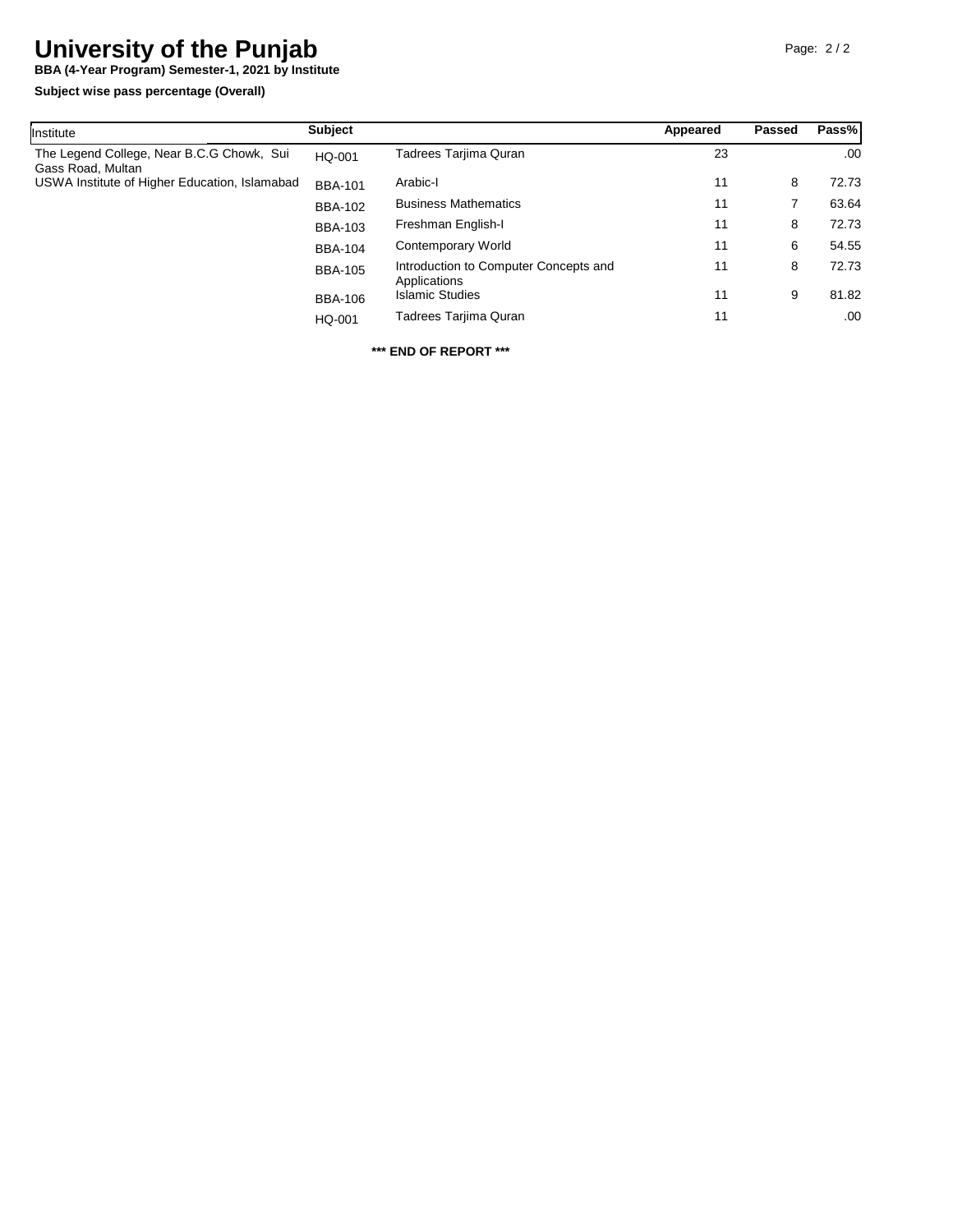# University of the Punjab

**BBA (4-Year Program) Semester-1, 2021 by Institute**

**Subject wise pass percentage (Overall)**

| Institute | Subject | | Appeared | Passed | Pass% |
|---|---|---|---|---|---|
| The Legend College, Near B.C.G Chowk, Sui Gass Road, Multan | HQ-001 | Tadrees Tarjima Quran | 23 | | .00 |
| USWA Institute of Higher Education, Islamabad | BBA-101 | Arabic-I | 11 | 8 | 72.73 |
| | BBA-102 | Business Mathematics | 11 | 7 | 63.64 |
| | BBA-103 | Freshman English-I | 11 | 8 | 72.73 |
| | BBA-104 | Contemporary World | 11 | 6 | 54.55 |
| | BBA-105 | Introduction to Computer Concepts and Applications | 11 | 8 | 72.73 |
| | BBA-106 | Islamic Studies | 11 | 9 | 81.82 |
| | HQ-001 | Tadrees Tarjima Quran | 11 | | .00 |

**\*\*\* END OF REPORT \*\*\***